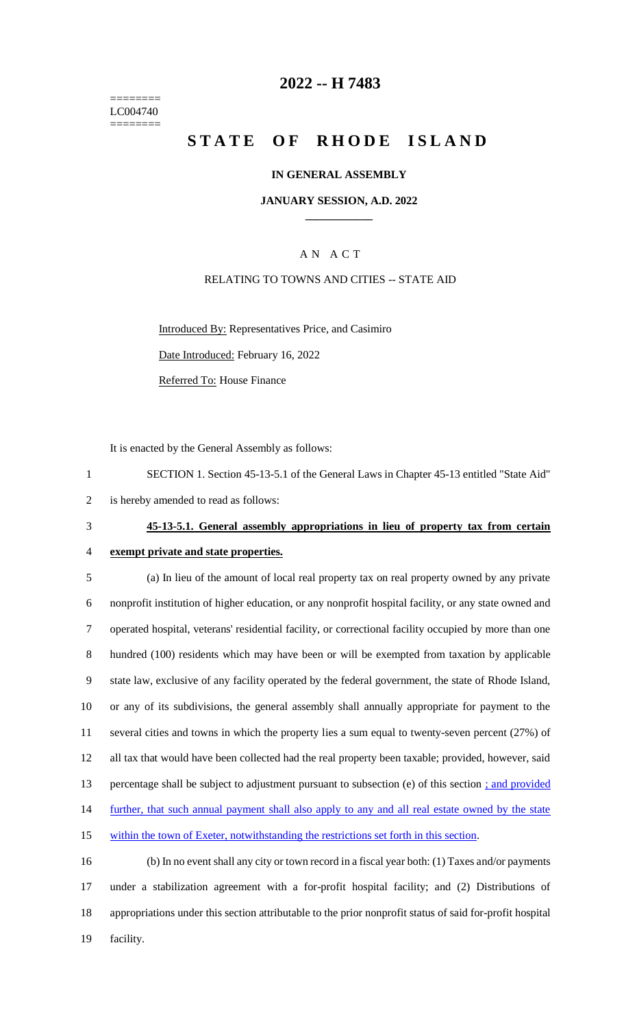========
LC004740
========

# 2022 -- H 7483

# STATE OF RHODE ISLAND

**IN GENERAL ASSEMBLY**

**JANUARY SESSION, A.D. 2022**

---

A N A C T

RELATING TO TOWNS AND CITIES -- STATE AID

Introduced By: Representatives Price, and Casimiro

Date Introduced: February 16, 2022

Referred To: House Finance

It is enacted by the General Assembly as follows:

1 SECTION 1. Section 45-13-5.1 of the General Laws in Chapter 45-13 entitled "State Aid"
2 is hereby amended to read as follows:

3 **45-13-5.1. General assembly appropriations in lieu of property tax from certain**
4 **exempt private and state properties.**

5 (a) In lieu of the amount of local real property tax on real property owned by any private
6 nonprofit institution of higher education, or any nonprofit hospital facility, or any state owned and
7 operated hospital, veterans' residential facility, or correctional facility occupied by more than one
8 hundred (100) residents which may have been or will be exempted from taxation by applicable
9 state law, exclusive of any facility operated by the federal government, the state of Rhode Island,
10 or any of its subdivisions, the general assembly shall annually appropriate for payment to the
11 several cities and towns in which the property lies a sum equal to twenty-seven percent (27%) of
12 all tax that would have been collected had the real property been taxable; provided, however, said
13 percentage shall be subject to adjustment pursuant to subsection (e) of this section ; and provided
14 further, that such annual payment shall also apply to any and all real estate owned by the state
15 within the town of Exeter, notwithstanding the restrictions set forth in this section.

16 (b) In no event shall any city or town record in a fiscal year both: (1) Taxes and/or payments
17 under a stabilization agreement with a for-profit hospital facility; and (2) Distributions of
18 appropriations under this section attributable to the prior nonprofit status of said for-profit hospital
19 facility.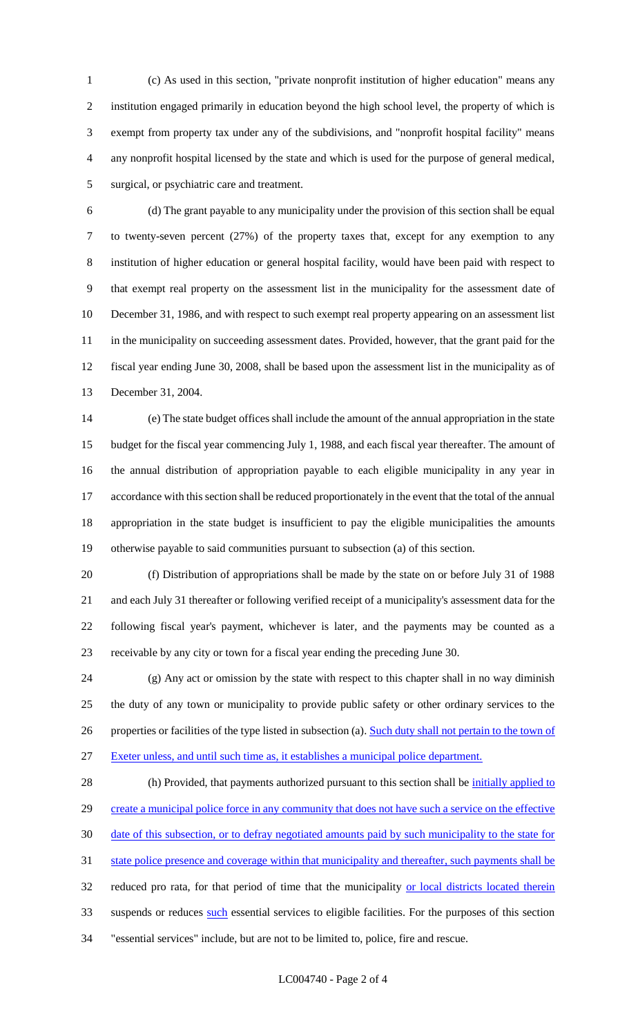(c) As used in this section, "private nonprofit institution of higher education" means any institution engaged primarily in education beyond the high school level, the property of which is exempt from property tax under any of the subdivisions, and "nonprofit hospital facility" means any nonprofit hospital licensed by the state and which is used for the purpose of general medical, surgical, or psychiatric care and treatment.

(d) The grant payable to any municipality under the provision of this section shall be equal to twenty-seven percent (27%) of the property taxes that, except for any exemption to any institution of higher education or general hospital facility, would have been paid with respect to that exempt real property on the assessment list in the municipality for the assessment date of December 31, 1986, and with respect to such exempt real property appearing on an assessment list in the municipality on succeeding assessment dates. Provided, however, that the grant paid for the fiscal year ending June 30, 2008, shall be based upon the assessment list in the municipality as of December 31, 2004.

(e) The state budget offices shall include the amount of the annual appropriation in the state budget for the fiscal year commencing July 1, 1988, and each fiscal year thereafter. The amount of the annual distribution of appropriation payable to each eligible municipality in any year in accordance with this section shall be reduced proportionately in the event that the total of the annual appropriation in the state budget is insufficient to pay the eligible municipalities the amounts otherwise payable to said communities pursuant to subsection (a) of this section.

(f) Distribution of appropriations shall be made by the state on or before July 31 of 1988 and each July 31 thereafter or following verified receipt of a municipality's assessment data for the following fiscal year's payment, whichever is later, and the payments may be counted as a receivable by any city or town for a fiscal year ending the preceding June 30.

(g) Any act or omission by the state with respect to this chapter shall in no way diminish the duty of any town or municipality to provide public safety or other ordinary services to the properties or facilities of the type listed in subsection (a). <u>Such duty shall not pertain to the town of Exeter unless, and until such time as, it establishes a municipal police department.</u>

(h) Provided, that payments authorized pursuant to this section shall be <u>initially applied to create a municipal police force in any community that does not have such a service on the effective date of this subsection, or to defray negotiated amounts paid by such municipality to the state for state police presence and coverage within that municipality and thereafter, such payments shall be</u> reduced pro rata, for that period of time that the municipality <u>or local districts located therein</u> suspends or reduces <u>such</u> essential services to eligible facilities. For the purposes of this section "essential services" include, but are not to be limited to, police, fire and rescue.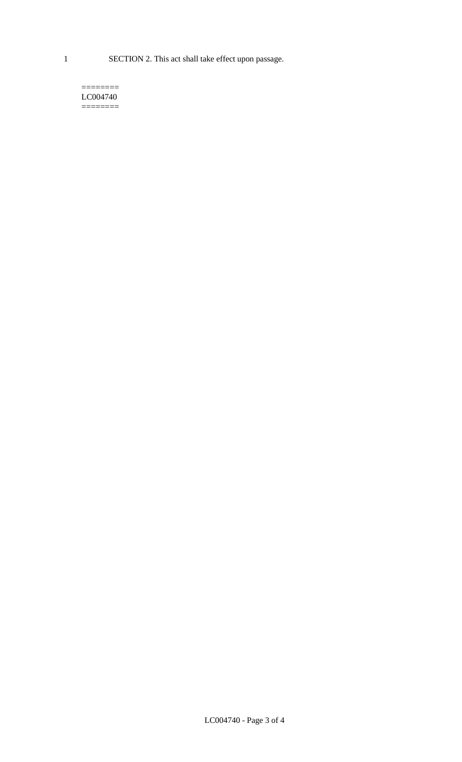1 SECTION 2. This act shall take effect upon passage.

========
LC004740
========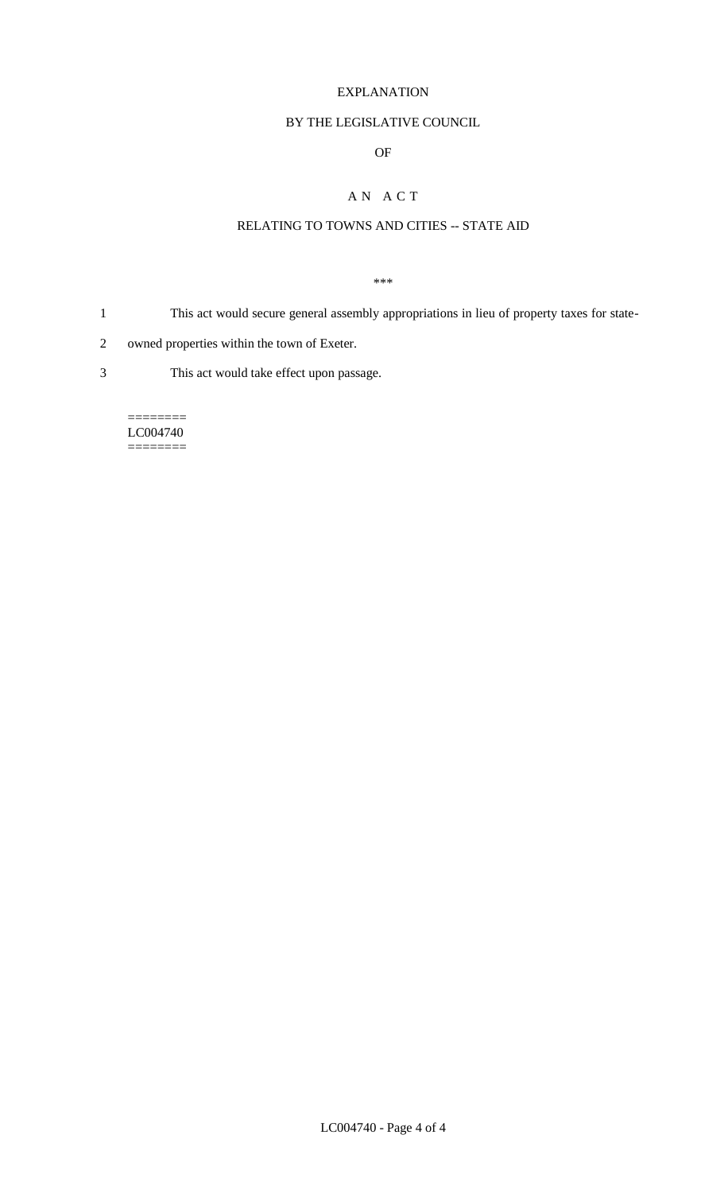EXPLANATION

BY THE LEGISLATIVE COUNCIL

OF

A N A C T

RELATING TO TOWNS AND CITIES -- STATE AID

\*\*\*

1 This act would secure general assembly appropriations in lieu of property taxes for state-

2 owned properties within the town of Exeter.

3 This act would take effect upon passage.

========
LC004740
========